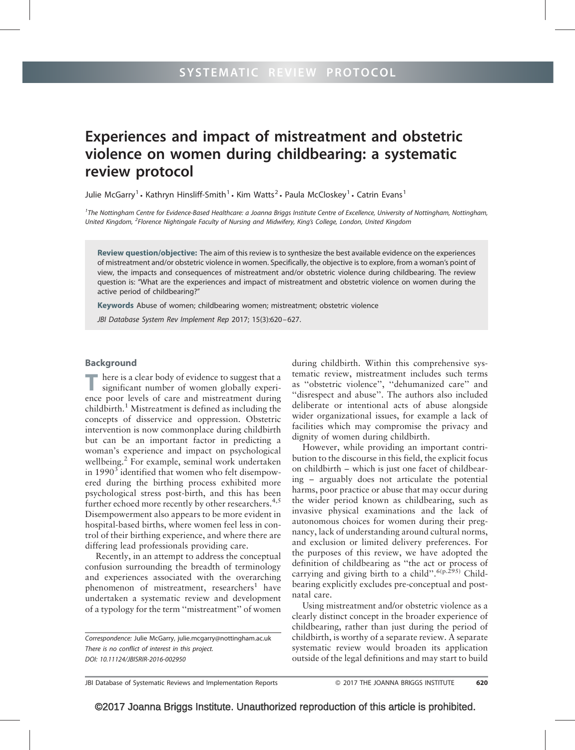SYSTEMATIC REVIEW PROTOCOL

# Experiences and impact of mistreatment and obstetric violence on women during childbearing: a systematic review protocol

Julie McGarry[1] • Kathryn Hinsliff-Smith[1] • Kim Watts[2] • Paula McCloskey[1] • Catrin Evans[1]

[1]The Nottingham Centre for Evidence-Based Healthcare: a Joanna Briggs Institute Centre of Excellence, University of Nottingham, Nottingham, United Kingdom, [2]Florence Nightingale Faculty of Nursing and Midwifery, King's College, London, United Kingdom

**Review question/objective:** The aim of this review is to synthesize the best available evidence on the experiences of mistreatment and/or obstetric violence in women. Specifically, the objective is to explore, from a woman's point of view, the impacts and consequences of mistreatment and/or obstetric violence during childbearing. The review question is: "What are the experiences and impact of mistreatment and obstetric violence on women during the active period of childbearing?"

**Keywords** Abuse of women; childbearing women; mistreatment; obstetric violence

*JBI Database System Rev Implement Rep* 2017; 15(3):620–627.

## Background

There is a clear body of evidence to suggest that a significant number of women globally experience poor levels of care and mistreatment during childbirth.[1] Mistreatment is defined as including the concepts of disservice and oppression. Obstetric intervention is now commonplace during childbirth but can be an important factor in predicting a woman's experience and impact on psychological wellbeing.[2] For example, seminal work undertaken in 1990[3] identified that women who felt disempowered during the birthing process exhibited more psychological stress post-birth, and this has been further echoed more recently by other researchers.[4,5] Disempowerment also appears to be more evident in hospital-based births, where women feel less in control of their birthing experience, and where there are differing lead professionals providing care.

Recently, in an attempt to address the conceptual confusion surrounding the breadth of terminology and experiences associated with the overarching phenomenon of mistreatment, researchers[1] have undertaken a systematic review and development of a typology for the term "mistreatment" of women during childbirth. Within this comprehensive systematic review, mistreatment includes such terms as "obstetric violence", "dehumanized care" and "disrespect and abuse". The authors also included deliberate or intentional acts of abuse alongside wider organizational issues, for example a lack of facilities which may compromise the privacy and dignity of women during childbirth.

However, while providing an important contribution to the discourse in this field, the explicit focus on childbirth – which is just one facet of childbearing – arguably does not articulate the potential harms, poor practice or abuse that may occur during the wider period known as childbearing, such as invasive physical examinations and the lack of autonomous choices for women during their pregnancy, lack of understanding around cultural norms, and exclusion or limited delivery preferences. For the purposes of this review, we have adopted the definition of childbearing as "the act or process of carrying and giving birth to a child".[6(p.295)] Childbearing explicitly excludes pre-conceptual and postnatal care.

Using mistreatment and/or obstetric violence as a clearly distinct concept in the broader experience of childbearing, rather than just during the period of childbirth, is worthy of a separate review. A separate systematic review would broaden its application outside of the legal definitions and may start to build

*Correspondence:* Julie McGarry, julie.mcgarry@nottingham.ac.uk
*There is no conflict of interest in this project.*
*DOI: 10.11124/JBISRIR-2016-002950*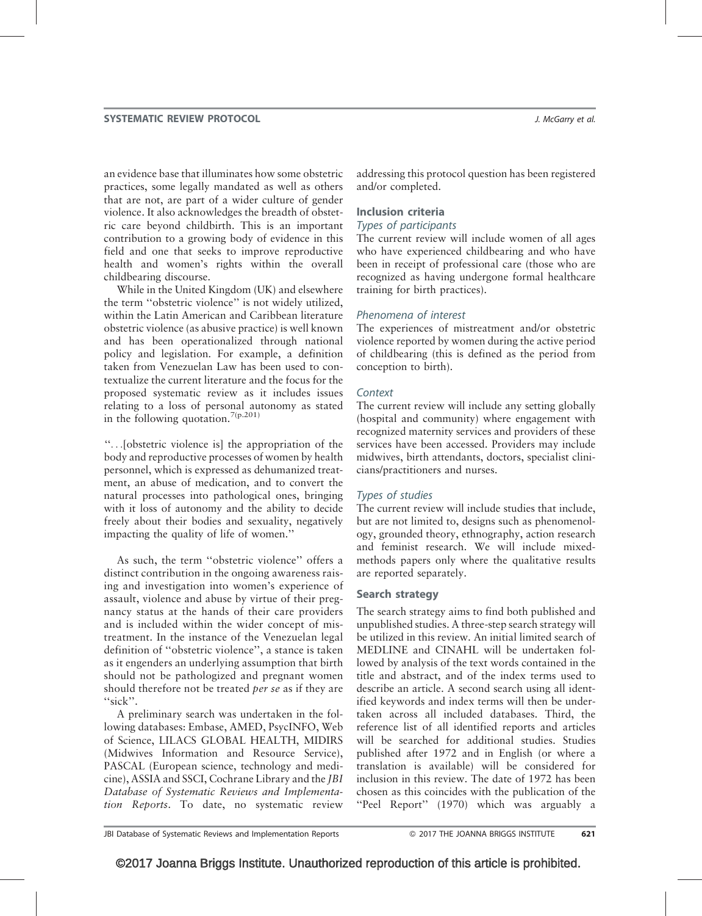an evidence base that illuminates how some obstetric practices, some legally mandated as well as others that are not, are part of a wider culture of gender violence. It also acknowledges the breadth of obstetric care beyond childbirth. This is an important contribution to a growing body of evidence in this field and one that seeks to improve reproductive health and women's rights within the overall childbearing discourse.

While in the United Kingdom (UK) and elsewhere the term "obstetric violence" is not widely utilized, within the Latin American and Caribbean literature obstetric violence (as abusive practice) is well known and has been operationalized through national policy and legislation. For example, a definition taken from Venezuelan Law has been used to contextualize the current literature and the focus for the proposed systematic review as it includes issues relating to a loss of personal autonomy as stated in the following quotation.[7(p.201)]

"...[obstetric violence is] the appropriation of the body and reproductive processes of women by health personnel, which is expressed as dehumanized treatment, an abuse of medication, and to convert the natural processes into pathological ones, bringing with it loss of autonomy and the ability to decide freely about their bodies and sexuality, negatively impacting the quality of life of women."

As such, the term "obstetric violence" offers a distinct contribution in the ongoing awareness raising and investigation into women's experience of assault, violence and abuse by virtue of their pregnancy status at the hands of their care providers and is included within the wider concept of mistreatment. In the instance of the Venezuelan legal definition of "obstetric violence", a stance is taken as it engenders an underlying assumption that birth should not be pathologized and pregnant women should therefore not be treated *per se* as if they are "sick".

A preliminary search was undertaken in the following databases: Embase, AMED, PsycINFO, Web of Science, LILACS GLOBAL HEALTH, MIDIRS (Midwives Information and Resource Service), PASCAL (European science, technology and medicine), ASSIA and SSCI, Cochrane Library and the *JBI Database of Systematic Reviews and Implementation Reports*. To date, no systematic review addressing this protocol question has been registered and/or completed.

## Inclusion criteria

### *Types of participants*

The current review will include women of all ages who have experienced childbearing and who have been in receipt of professional care (those who are recognized as having undergone formal healthcare training for birth practices).

### *Phenomena of interest*

The experiences of mistreatment and/or obstetric violence reported by women during the active period of childbearing (this is defined as the period from conception to birth).

### *Context*

The current review will include any setting globally (hospital and community) where engagement with recognized maternity services and providers of these services have been accessed. Providers may include midwives, birth attendants, doctors, specialist clinicians/practitioners and nurses.

### *Types of studies*

The current review will include studies that include, but are not limited to, designs such as phenomenology, grounded theory, ethnography, action research and feminist research. We will include mixed-methods papers only where the qualitative results are reported separately.

## Search strategy

The search strategy aims to find both published and unpublished studies. A three-step search strategy will be utilized in this review. An initial limited search of MEDLINE and CINAHL will be undertaken followed by analysis of the text words contained in the title and abstract, and of the index terms used to describe an article. A second search using all identified keywords and index terms will then be undertaken across all included databases. Third, the reference list of all identified reports and articles will be searched for additional studies. Studies published after 1972 and in English (or where a translation is available) will be considered for inclusion in this review. The date of 1972 has been chosen as this coincides with the publication of the "Peel Report" (1970) which was arguably a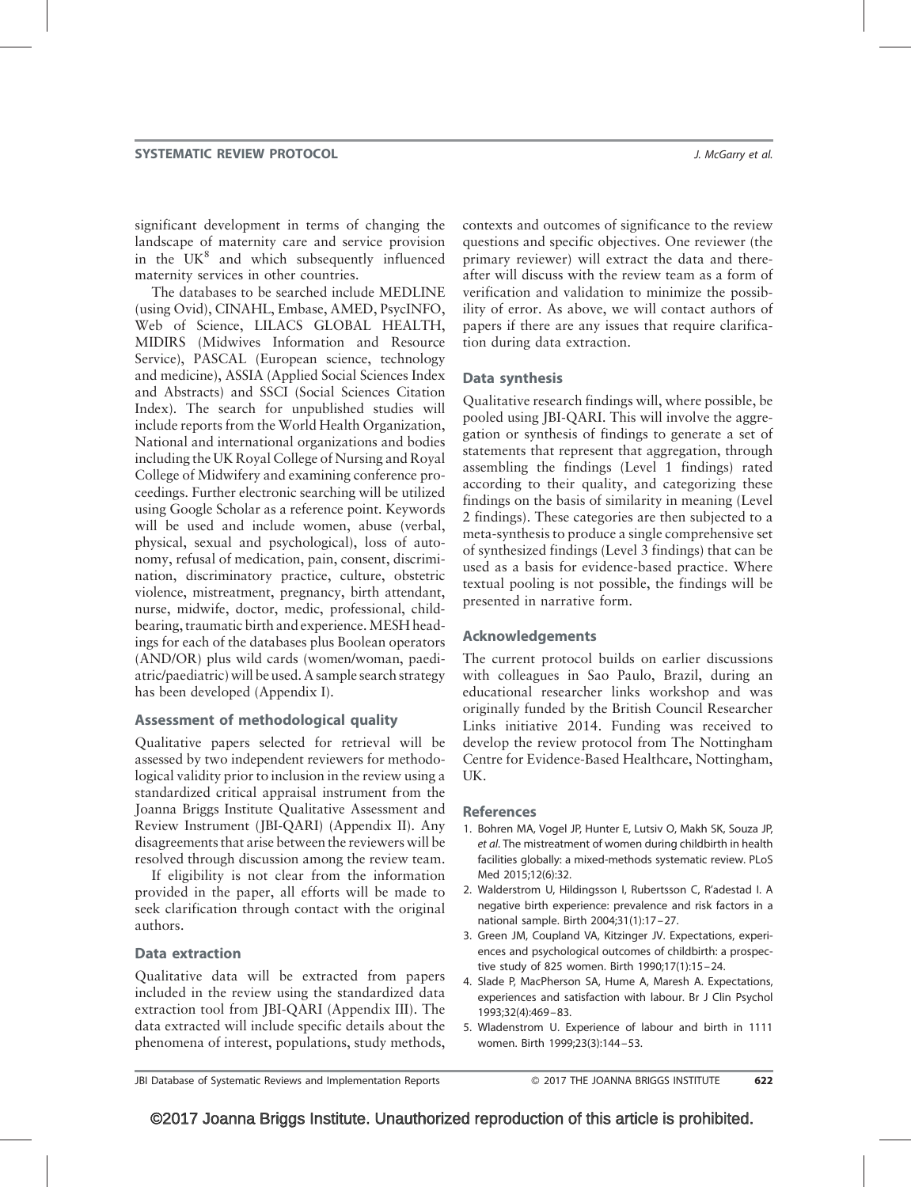significant development in terms of changing the landscape of maternity care and service provision in the UK[8] and which subsequently influenced maternity services in other countries.

The databases to be searched include MEDLINE (using Ovid), CINAHL, Embase, AMED, PsycINFO, Web of Science, LILACS GLOBAL HEALTH, MIDIRS (Midwives Information and Resource Service), PASCAL (European science, technology and medicine), ASSIA (Applied Social Sciences Index and Abstracts) and SSCI (Social Sciences Citation Index). The search for unpublished studies will include reports from the World Health Organization, National and international organizations and bodies including the UK Royal College of Nursing and Royal College of Midwifery and examining conference proceedings. Further electronic searching will be utilized using Google Scholar as a reference point. Keywords will be used and include women, abuse (verbal, physical, sexual and psychological), loss of autonomy, refusal of medication, pain, consent, discrimination, discriminatory practice, culture, obstetric violence, mistreatment, pregnancy, birth attendant, nurse, midwife, doctor, medic, professional, childbearing, traumatic birth and experience. MESH headings for each of the databases plus Boolean operators (AND/OR) plus wild cards (women/woman, paediatric/paediatric) will be used. A sample search strategy has been developed (Appendix I).

### Assessment of methodological quality

Qualitative papers selected for retrieval will be assessed by two independent reviewers for methodological validity prior to inclusion in the review using a standardized critical appraisal instrument from the Joanna Briggs Institute Qualitative Assessment and Review Instrument (JBI-QARI) (Appendix II). Any disagreements that arise between the reviewers will be resolved through discussion among the review team.

If eligibility is not clear from the information provided in the paper, all efforts will be made to seek clarification through contact with the original authors.

### Data extraction

Qualitative data will be extracted from papers included in the review using the standardized data extraction tool from JBI-QARI (Appendix III). The data extracted will include specific details about the phenomena of interest, populations, study methods, contexts and outcomes of significance to the review questions and specific objectives. One reviewer (the primary reviewer) will extract the data and thereafter will discuss with the review team as a form of verification and validation to minimize the possibility of error. As above, we will contact authors of papers if there are any issues that require clarification during data extraction.

### Data synthesis

Qualitative research findings will, where possible, be pooled using JBI-QARI. This will involve the aggregation or synthesis of findings to generate a set of statements that represent that aggregation, through assembling the findings (Level 1 findings) rated according to their quality, and categorizing these findings on the basis of similarity in meaning (Level 2 findings). These categories are then subjected to a meta-synthesis to produce a single comprehensive set of synthesized findings (Level 3 findings) that can be used as a basis for evidence-based practice. Where textual pooling is not possible, the findings will be presented in narrative form.

## Acknowledgements

The current protocol builds on earlier discussions with colleagues in Sao Paulo, Brazil, during an educational researcher links workshop and was originally funded by the British Council Researcher Links initiative 2014. Funding was received to develop the review protocol from The Nottingham Centre for Evidence-Based Healthcare, Nottingham, UK.

## References

1. Bohren MA, Vogel JP, Hunter E, Lutsiv O, Makh SK, Souza JP, *et al*. The mistreatment of women during childbirth in health facilities globally: a mixed-methods systematic review. PLoS Med 2015;12(6):32.
2. Walderstrom U, Hildingsson I, Rubertsson C, R'adestad I. A negative birth experience: prevalence and risk factors in a national sample. Birth 2004;31(1):17–27.
3. Green JM, Coupland VA, Kitzinger JV. Expectations, experiences and psychological outcomes of childbirth: a prospective study of 825 women. Birth 1990;17(1):15–24.
4. Slade P, MacPherson SA, Hume A, Maresh A. Expectations, experiences and satisfaction with labour. Br J Clin Psychol 1993;32(4):469–83.
5. Wladenstrom U. Experience of labour and birth in 1111 women. Birth 1999;23(3):144–53.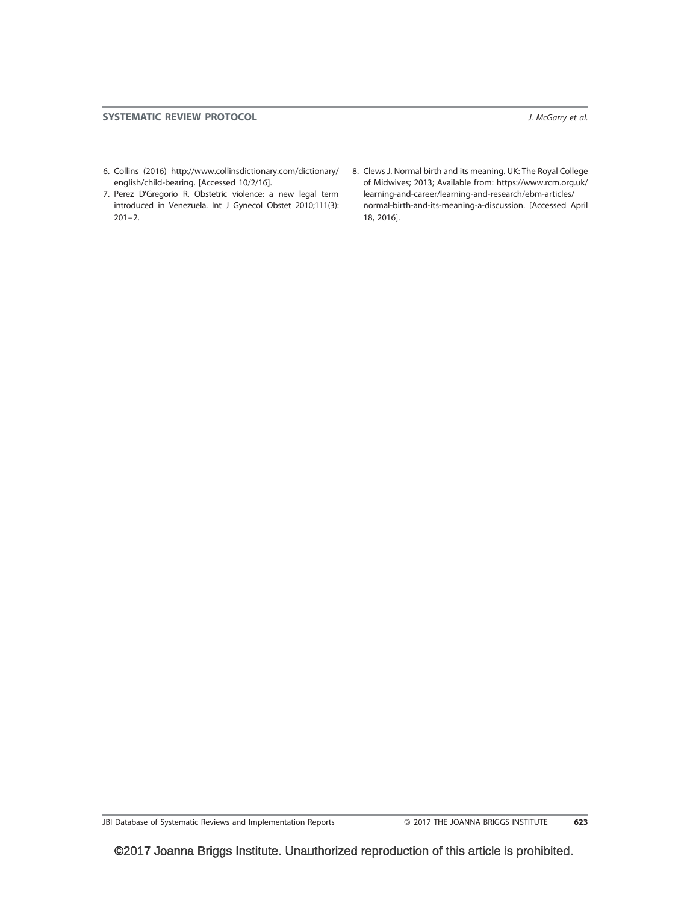6. Collins (2016) http://www.collinsdictionary.com/dictionary/english/child-bearing. [Accessed 10/2/16].
7. Perez D'Gregorio R. Obstetric violence: a new legal term introduced in Venezuela. Int J Gynecol Obstet 2010;111(3): 201–2.
8. Clews J. Normal birth and its meaning. UK: The Royal College of Midwives; 2013; Available from: https://www.rcm.org.uk/learning-and-career/learning-and-research/ebm-articles/normal-birth-and-its-meaning-a-discussion. [Accessed April 18, 2016].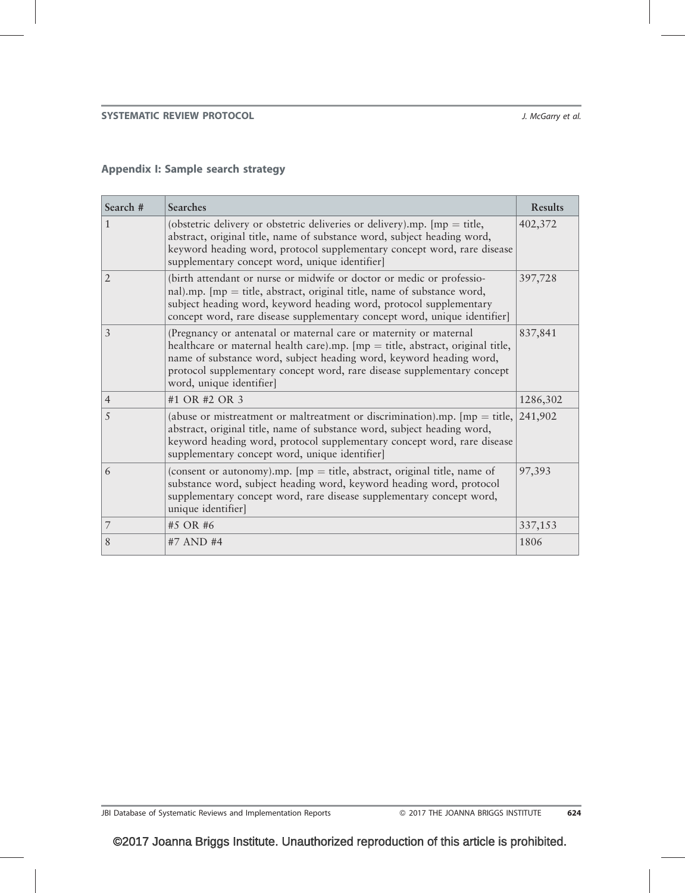## Appendix I: Sample search strategy

| Search # | Searches | Results |
|---|---|---|
| 1 | (obstetric delivery or obstetric deliveries or delivery).mp. [mp = title, abstract, original title, name of substance word, subject heading word, keyword heading word, protocol supplementary concept word, rare disease supplementary concept word, unique identifier] | 402,372 |
| 2 | (birth attendant or nurse or midwife or doctor or medic or professional).mp. [mp = title, abstract, original title, name of substance word, subject heading word, keyword heading word, protocol supplementary concept word, rare disease supplementary concept word, unique identifier] | 397,728 |
| 3 | (Pregnancy or antenatal or maternal care or maternity or maternal healthcare or maternal health care).mp. [mp = title, abstract, original title, name of substance word, subject heading word, keyword heading word, protocol supplementary concept word, rare disease supplementary concept word, unique identifier] | 837,841 |
| 4 | #1 OR #2 OR 3 | 1286,302 |
| 5 | (abuse or mistreatment or maltreatment or discrimination).mp. [mp = title, abstract, original title, name of substance word, subject heading word, keyword heading word, protocol supplementary concept word, rare disease supplementary concept word, unique identifier] | 241,902 |
| 6 | (consent or autonomy).mp. [mp = title, abstract, original title, name of substance word, subject heading word, keyword heading word, protocol supplementary concept word, rare disease supplementary concept word, unique identifier] | 97,393 |
| 7 | #5 OR #6 | 337,153 |
| 8 | #7 AND #4 | 1806 |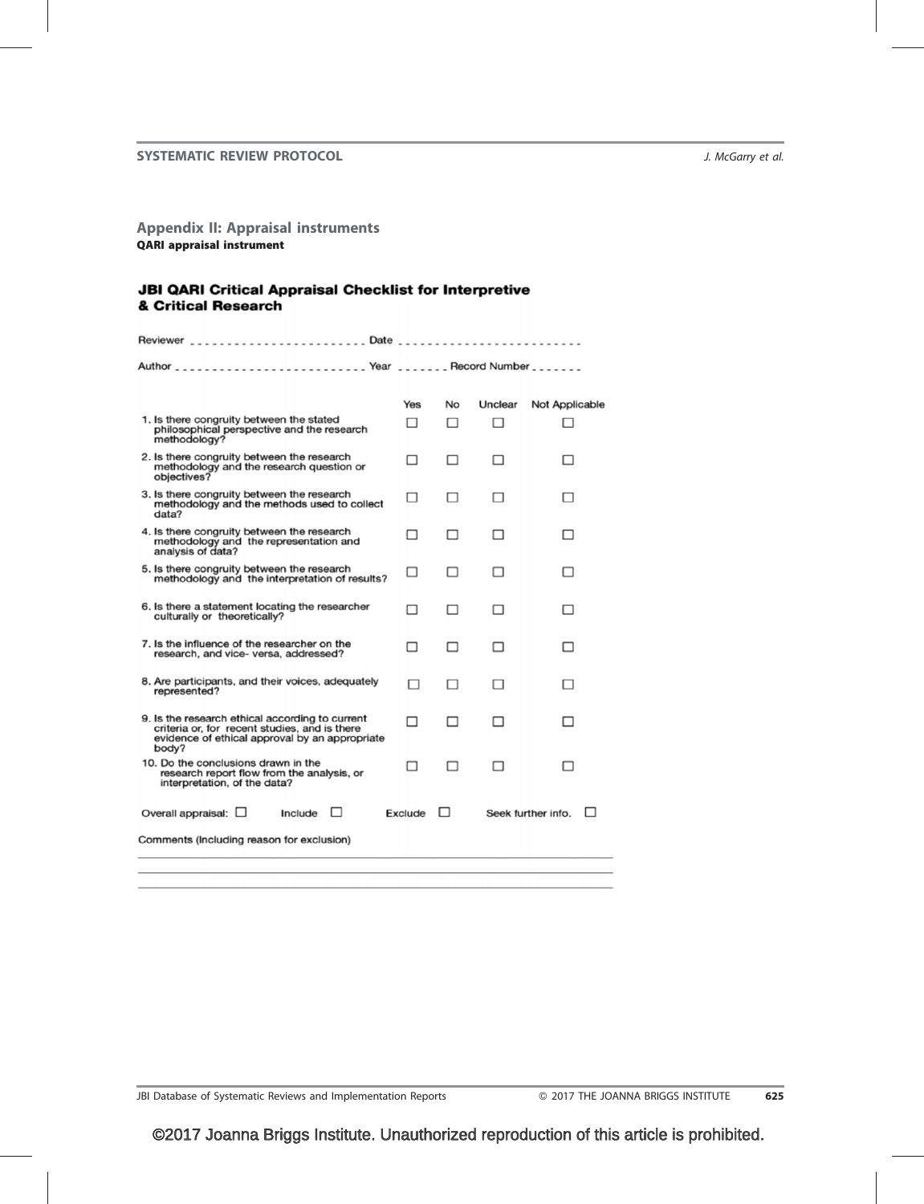## Appendix II: Appraisal instruments

**QARI appraisal instrument**

### JBI QARI Critical Appraisal Checklist for Interpretive & Critical Research

Reviewer _______________________ Date _______________________

Author _______________________ Year ______ Record Number ______

| | Yes | No | Unclear | Not Applicable |
|---|---|---|---|---|
| 1. Is there congruity between the stated philosophical perspective and the research methodology? | ☐ | ☐ | ☐ | ☐ |
| 2. Is there congruity between the research methodology and the research question or objectives? | ☐ | ☐ | ☐ | ☐ |
| 3. Is there congruity between the research methodology and the methods used to collect data? | ☐ | ☐ | ☐ | ☐ |
| 4. Is there congruity between the research methodology and the representation and analysis of data? | ☐ | ☐ | ☐ | ☐ |
| 5. Is there congruity between the research methodology and the interpretation of results? | ☐ | ☐ | ☐ | ☐ |
| 6. Is there a statement locating the researcher culturally or theoretically? | ☐ | ☐ | ☐ | ☐ |
| 7. Is the influence of the researcher on the research, and vice- versa, addressed? | ☐ | ☐ | ☐ | ☐ |
| 8. Are participants, and their voices, adequately represented? | ☐ | ☐ | ☐ | ☐ |
| 9. Is the research ethical according to current criteria or, for recent studies, and is there evidence of ethical approval by an appropriate body? | ☐ | ☐ | ☐ | ☐ |
| 10. Do the conclusions drawn in the research report flow from the analysis, or interpretation, of the data? | ☐ | ☐ | ☐ | ☐ |

Overall appraisal: ☐ Include ☐ Exclude ☐ Seek further info. ☐

Comments (Including reason for exclusion)

______________________________________________________________

______________________________________________________________

______________________________________________________________

©2017 Joanna Briggs Institute. Unauthorized reproduction of this article is prohibited.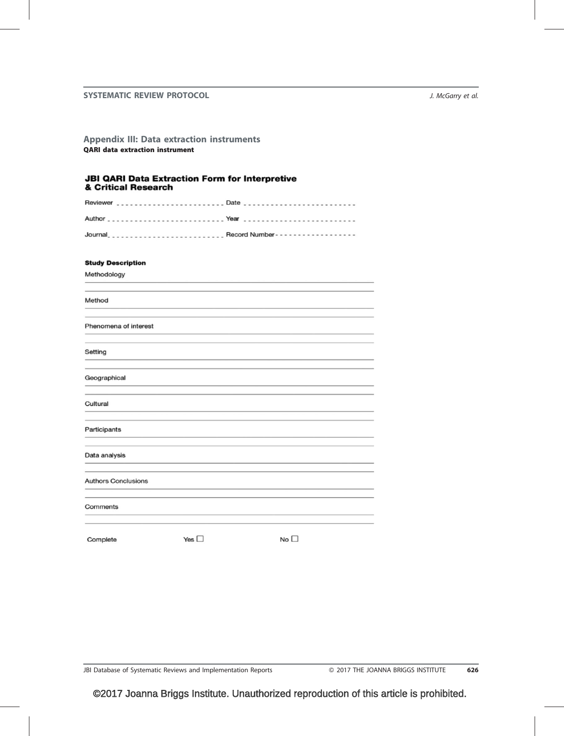## Appendix III: Data extraction instruments

**QARI data extraction instrument**

### JBI QARI Data Extraction Form for Interpretive & Critical Research

Reviewer ________________________ Date ________________________

Author ________________________ Year ________________________

Journal ________________________ Record Number ------------------

**Study Description**

Methodology

___

Method

___

Phenomena of interest

___

Setting

___

Geographical

___

Cultural

___

Participants

___

Data analysis

___

Authors Conclusions

___

Comments

___

Complete Yes ☐ No ☐

©2017 Joanna Briggs Institute. Unauthorized reproduction of this article is prohibited.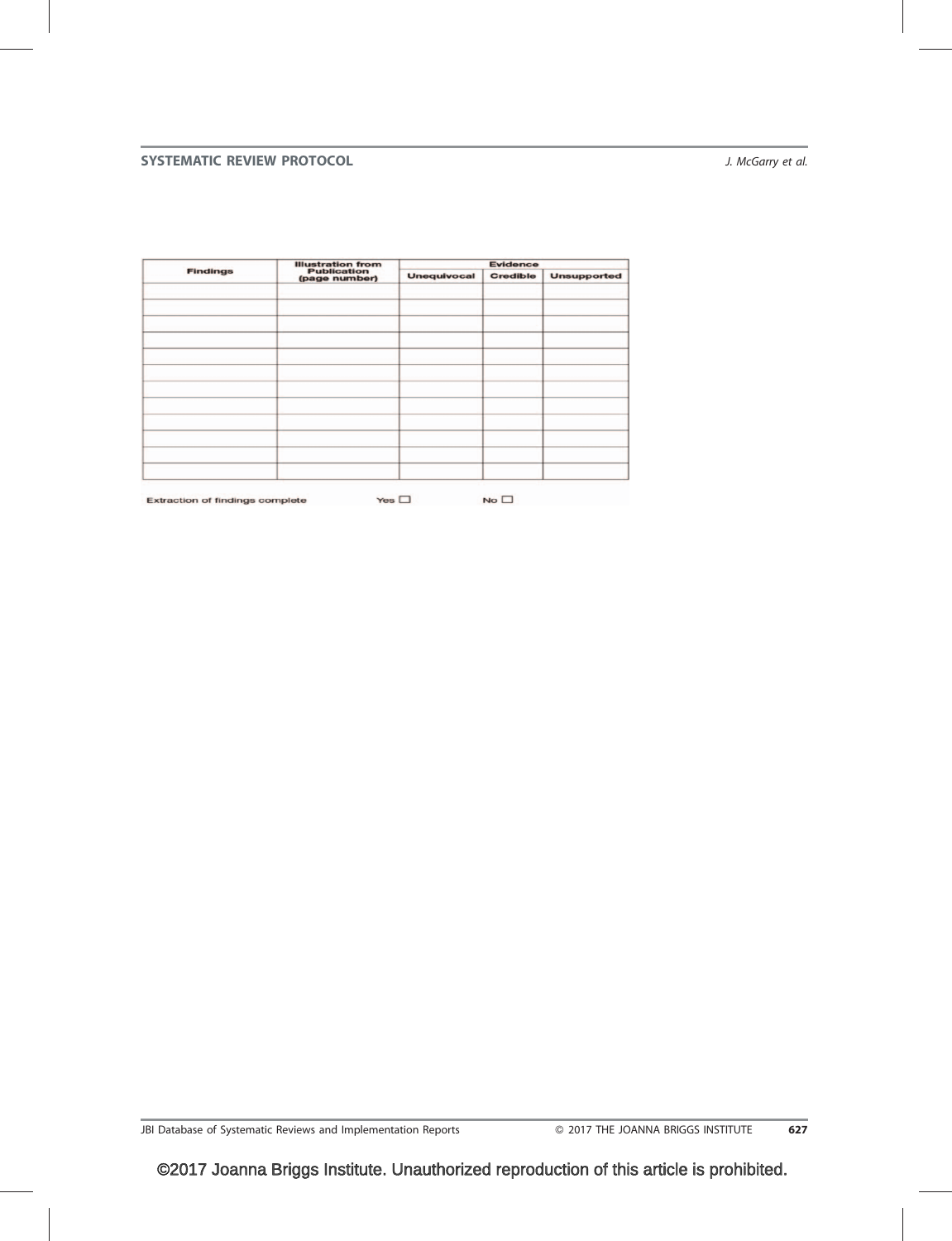| Findings | Illustration from Publication (page number) | Evidence | | |
|---|---|---|---|---|
| | | Unequivocal | Credible | Unsupported |
| | | | | |
| | | | | |
| | | | | |
| | | | | |
| | | | | |
| | | | | |
| | | | | |
| | | | | |
| | | | | |
| | | | | |
| | | | | |
| | | | | |

Extraction of findings complete Yes ☐ No ☐

©2017 Joanna Briggs Institute. Unauthorized reproduction of this article is prohibited.